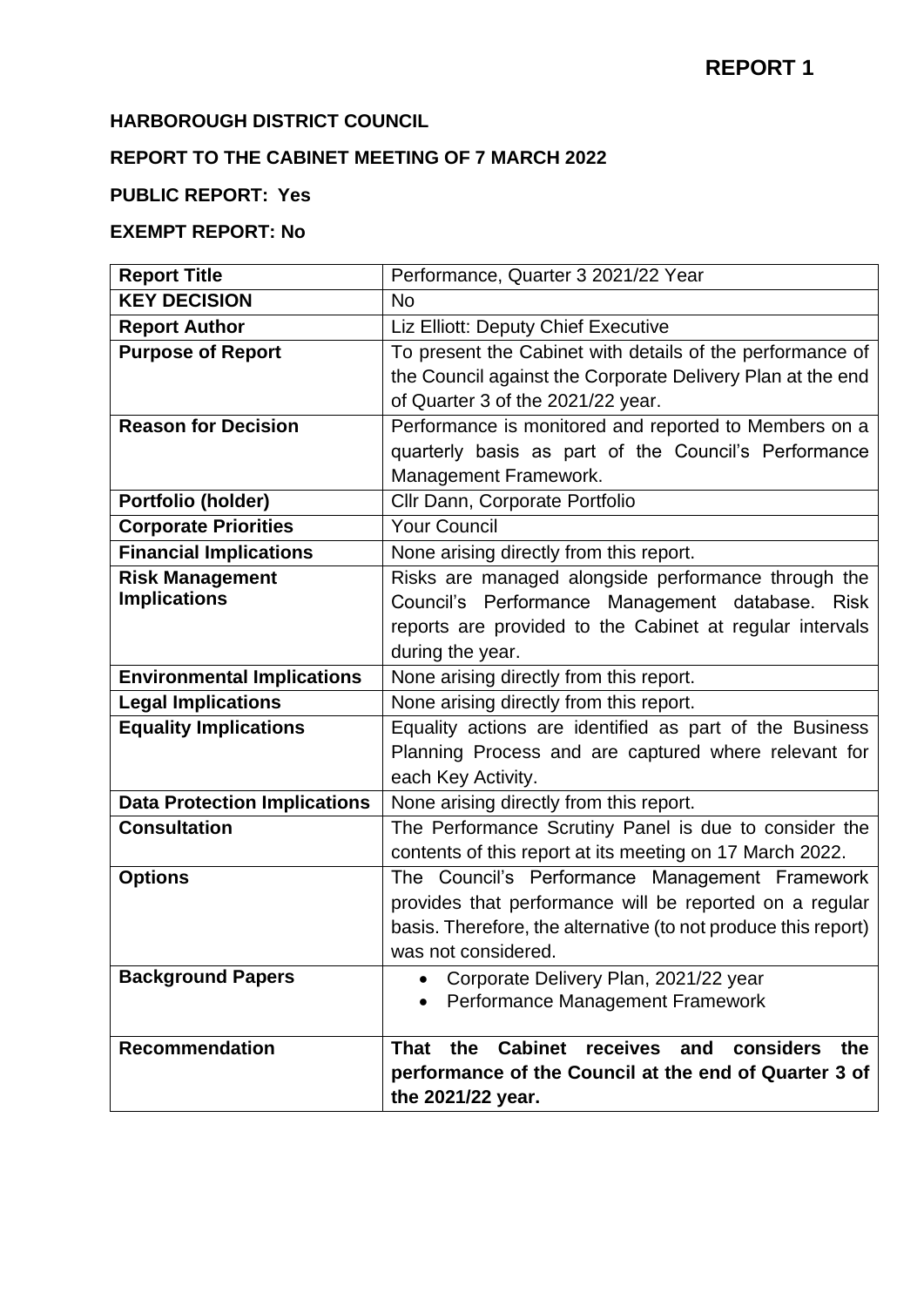**REPORT 1**

**HARBOROUGH DISTRICT COUNCIL**

**REPORT TO THE CABINET MEETING OF 7 MARCH 2022**

**PUBLIC REPORT: Yes**

**EXEMPT REPORT: No**

| **Report Title** | Performance, Quarter 3 2021/22 Year |
|---|---|
| **KEY DECISION** | No |
| **Report Author** | Liz Elliott: Deputy Chief Executive |
| **Purpose of Report** | To present the Cabinet with details of the performance of the Council against the Corporate Delivery Plan at the end of Quarter 3 of the 2021/22 year. |
| **Reason for Decision** | Performance is monitored and reported to Members on a quarterly basis as part of the Council's Performance Management Framework. |
| **Portfolio (holder)** | Cllr Dann, Corporate Portfolio |
| **Corporate Priorities** | Your Council |
| **Financial Implications** | None arising directly from this report. |
| **Risk Management Implications** | Risks are managed alongside performance through the Council's Performance Management database. Risk reports are provided to the Cabinet at regular intervals during the year. |
| **Environmental Implications** | None arising directly from this report. |
| **Legal Implications** | None arising directly from this report. |
| **Equality Implications** | Equality actions are identified as part of the Business Planning Process and are captured where relevant for each Key Activity. |
| **Data Protection Implications** | None arising directly from this report. |
| **Consultation** | The Performance Scrutiny Panel is due to consider the contents of this report at its meeting on 17 March 2022. |
| **Options** | The Council's Performance Management Framework provides that performance will be reported on a regular basis. Therefore, the alternative (to not produce this report) was not considered. |
| **Background Papers** | • Corporate Delivery Plan, 2021/22 year<br>• Performance Management Framework |
| **Recommendation** | **That the Cabinet receives and considers the performance of the Council at the end of Quarter 3 of the 2021/22 year.** |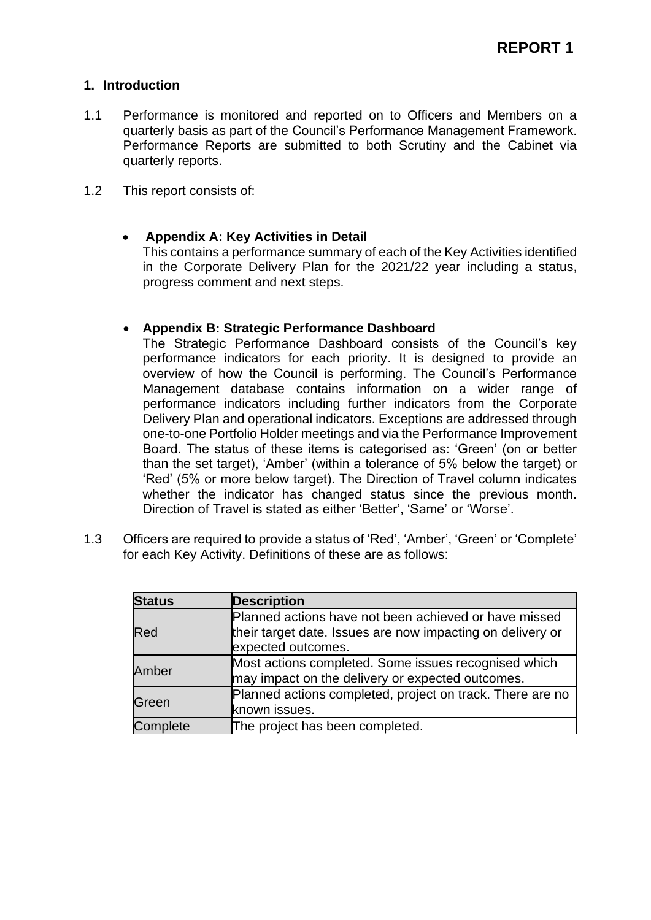**REPORT 1**

## 1. Introduction

1.1 Performance is monitored and reported on to Officers and Members on a quarterly basis as part of the Council's Performance Management Framework. Performance Reports are submitted to both Scrutiny and the Cabinet via quarterly reports.

1.2 This report consists of:

- **Appendix A: Key Activities in Detail**
  This contains a performance summary of each of the Key Activities identified in the Corporate Delivery Plan for the 2021/22 year including a status, progress comment and next steps.

- **Appendix B: Strategic Performance Dashboard**
  The Strategic Performance Dashboard consists of the Council's key performance indicators for each priority. It is designed to provide an overview of how the Council is performing. The Council's Performance Management database contains information on a wider range of performance indicators including further indicators from the Corporate Delivery Plan and operational indicators. Exceptions are addressed through one-to-one Portfolio Holder meetings and via the Performance Improvement Board. The status of these items is categorised as: 'Green' (on or better than the set target), 'Amber' (within a tolerance of 5% below the target) or 'Red' (5% or more below target). The Direction of Travel column indicates whether the indicator has changed status since the previous month. Direction of Travel is stated as either 'Better', 'Same' or 'Worse'.

1.3 Officers are required to provide a status of 'Red', 'Amber', 'Green' or 'Complete' for each Key Activity. Definitions of these are as follows:

| Status | Description |
| --- | --- |
| Red | Planned actions have not been achieved or have missed their target date. Issues are now impacting on delivery or expected outcomes. |
| Amber | Most actions completed. Some issues recognised which may impact on the delivery or expected outcomes. |
| Green | Planned actions completed, project on track. There are no known issues. |
| Complete | The project has been completed. |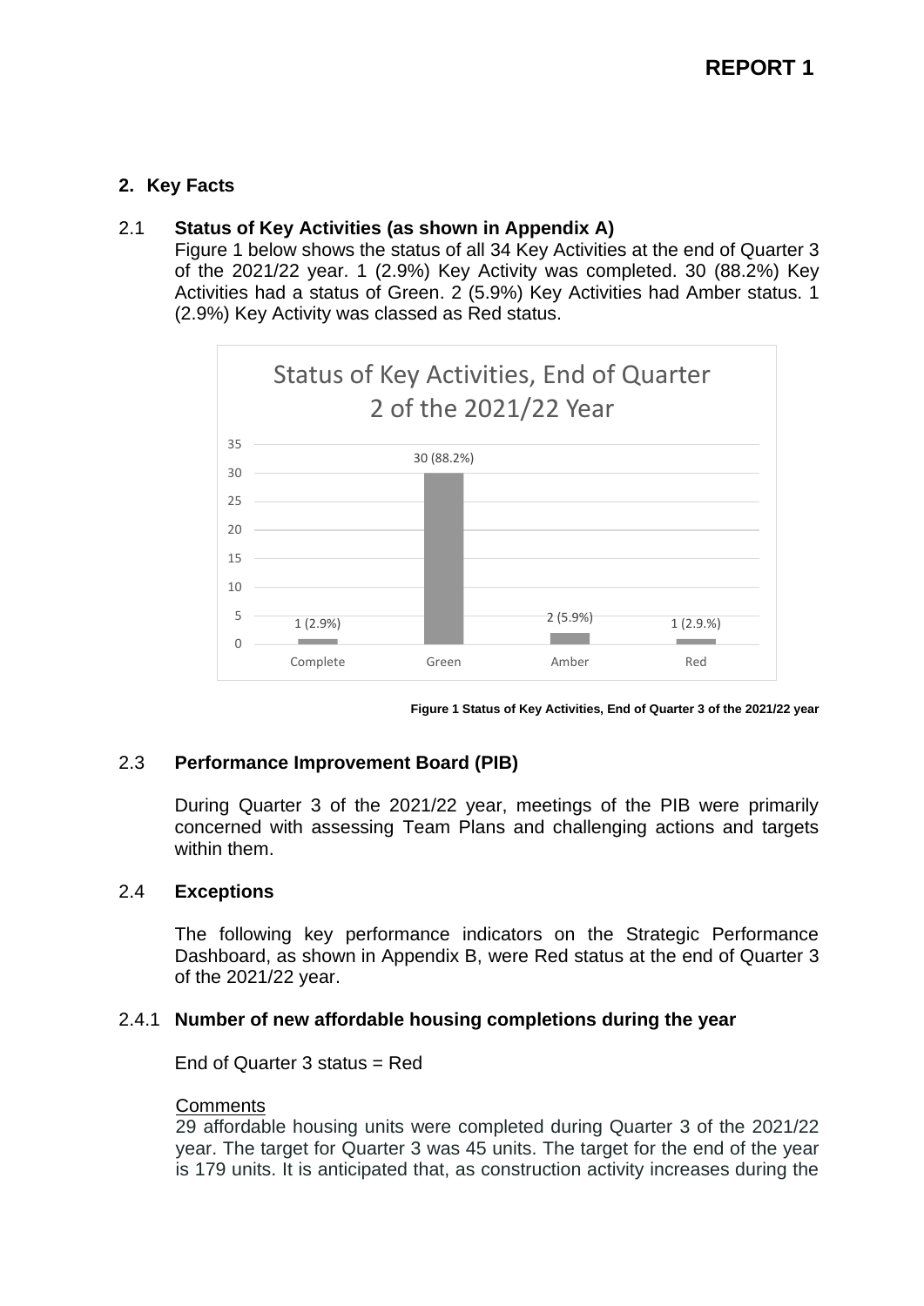## 2. Key Facts

### 2.1 Status of Key Activities (as shown in Appendix A)

Figure 1 below shows the status of all 34 Key Activities at the end of Quarter 3 of the 2021/22 year. 1 (2.9%) Key Activity was completed. 30 (88.2%) Key Activities had a status of Green. 2 (5.9%) Key Activities had Amber status. 1 (2.9%) Key Activity was classed as Red status.

**Status of Key Activities, End of Quarter 2 of the 2021/22 Year**

| Status | Number (%) |
|---|---|
| Complete | 1 (2.9%) |
| Green | 30 (88.2%) |
| Amber | 2 (5.9%) |
| Red | 1 (2.9.%) |

**Figure 1 Status of Key Activities, End of Quarter 3 of the 2021/22 year**

### 2.3 Performance Improvement Board (PIB)

During Quarter 3 of the 2021/22 year, meetings of the PIB were primarily concerned with assessing Team Plans and challenging actions and targets within them.

### 2.4 Exceptions

The following key performance indicators on the Strategic Performance Dashboard, as shown in Appendix B, were Red status at the end of Quarter 3 of the 2021/22 year.

#### 2.4.1 Number of new affordable housing completions during the year

End of Quarter 3 status = Red

Comments

29 affordable housing units were completed during Quarter 3 of the 2021/22 year. The target for Quarter 3 was 45 units. The target for the end of the year is 179 units. It is anticipated that, as construction activity increases during the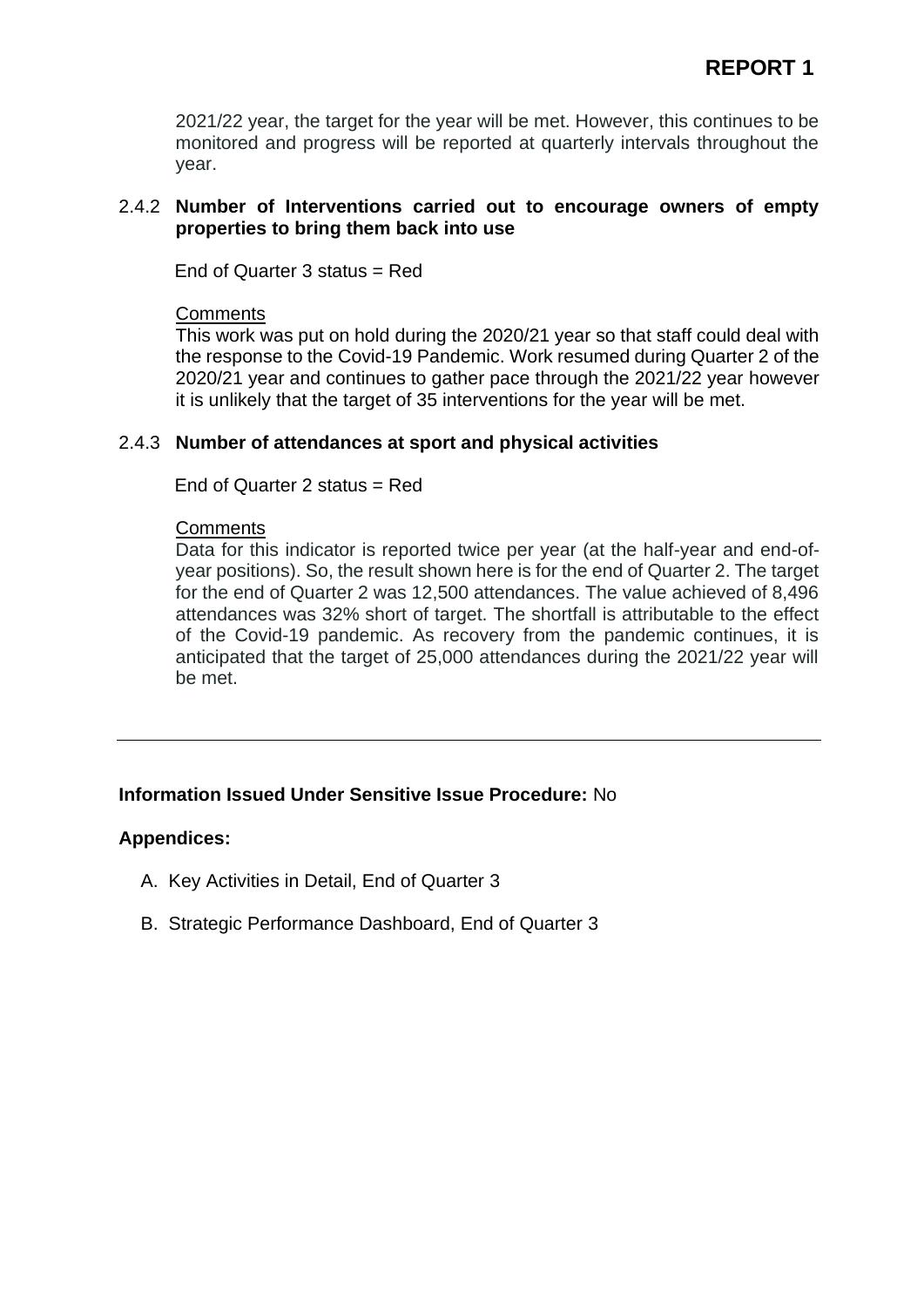2021/22 year, the target for the year will be met. However, this continues to be monitored and progress will be reported at quarterly intervals throughout the year.

#### 2.4.2 Number of Interventions carried out to encourage owners of empty properties to bring them back into use

End of Quarter 3 status = Red

Comments

This work was put on hold during the 2020/21 year so that staff could deal with the response to the Covid-19 Pandemic. Work resumed during Quarter 2 of the 2020/21 year and continues to gather pace through the 2021/22 year however it is unlikely that the target of 35 interventions for the year will be met.

#### 2.4.3 Number of attendances at sport and physical activities

End of Quarter 2 status = Red

Comments

Data for this indicator is reported twice per year (at the half-year and end-of-year positions). So, the result shown here is for the end of Quarter 2. The target for the end of Quarter 2 was 12,500 attendances. The value achieved of 8,496 attendances was 32% short of target. The shortfall is attributable to the effect of the Covid-19 pandemic. As recovery from the pandemic continues, it is anticipated that the target of 25,000 attendances during the 2021/22 year will be met.

---

**Information Issued Under Sensitive Issue Procedure:** No

**Appendices:**

A. Key Activities in Detail, End of Quarter 3

B. Strategic Performance Dashboard, End of Quarter 3